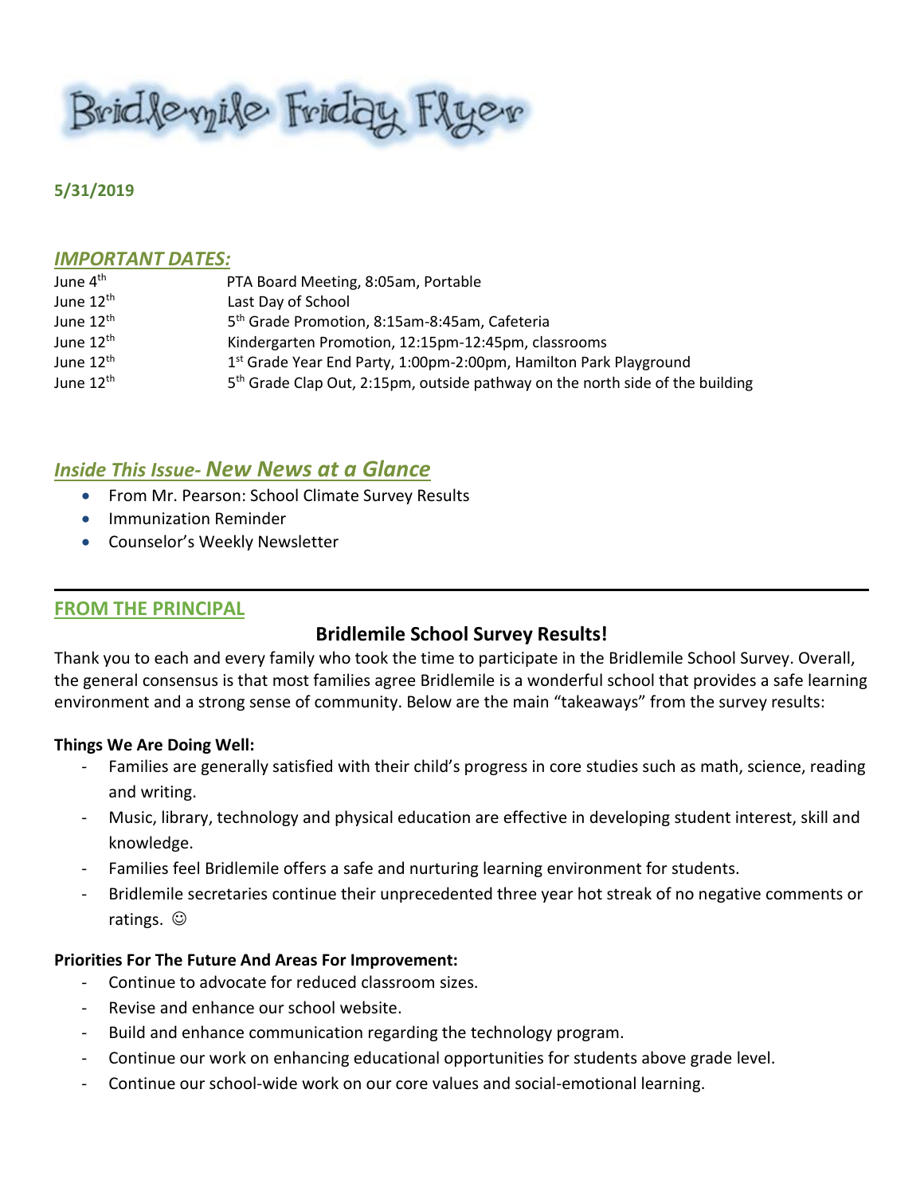# Bridlemile Friday Flyer

**5/31/2019**

## *IMPORTANT DATES:*

| | |
|---|---|
| June 4th | PTA Board Meeting, 8:05am, Portable |
| June 12th | Last Day of School |
| June 12th | 5th Grade Promotion, 8:15am-8:45am, Cafeteria |
| June 12th | Kindergarten Promotion, 12:15pm-12:45pm, classrooms |
| June 12th | 1st Grade Year End Party, 1:00pm-2:00pm, Hamilton Park Playground |
| June 12th | 5th Grade Clap Out, 2:15pm, outside pathway on the north side of the building |

## *Inside This Issue- New News at a Glance*

- From Mr. Pearson: School Climate Survey Results
- Immunization Reminder
- Counselor's Weekly Newsletter

---

## FROM THE PRINCIPAL

### Bridlemile School Survey Results!

Thank you to each and every family who took the time to participate in the Bridlemile School Survey. Overall, the general consensus is that most families agree Bridlemile is a wonderful school that provides a safe learning environment and a strong sense of community. Below are the main "takeaways" from the survey results:

**Things We Are Doing Well:**

- Families are generally satisfied with their child's progress in core studies such as math, science, reading and writing.
- Music, library, technology and physical education are effective in developing student interest, skill and knowledge.
- Families feel Bridlemile offers a safe and nurturing learning environment for students.
- Bridlemile secretaries continue their unprecedented three year hot streak of no negative comments or ratings. ☺

**Priorities For The Future And Areas For Improvement:**

- Continue to advocate for reduced classroom sizes.
- Revise and enhance our school website.
- Build and enhance communication regarding the technology program.
- Continue our work on enhancing educational opportunities for students above grade level.
- Continue our school-wide work on our core values and social-emotional learning.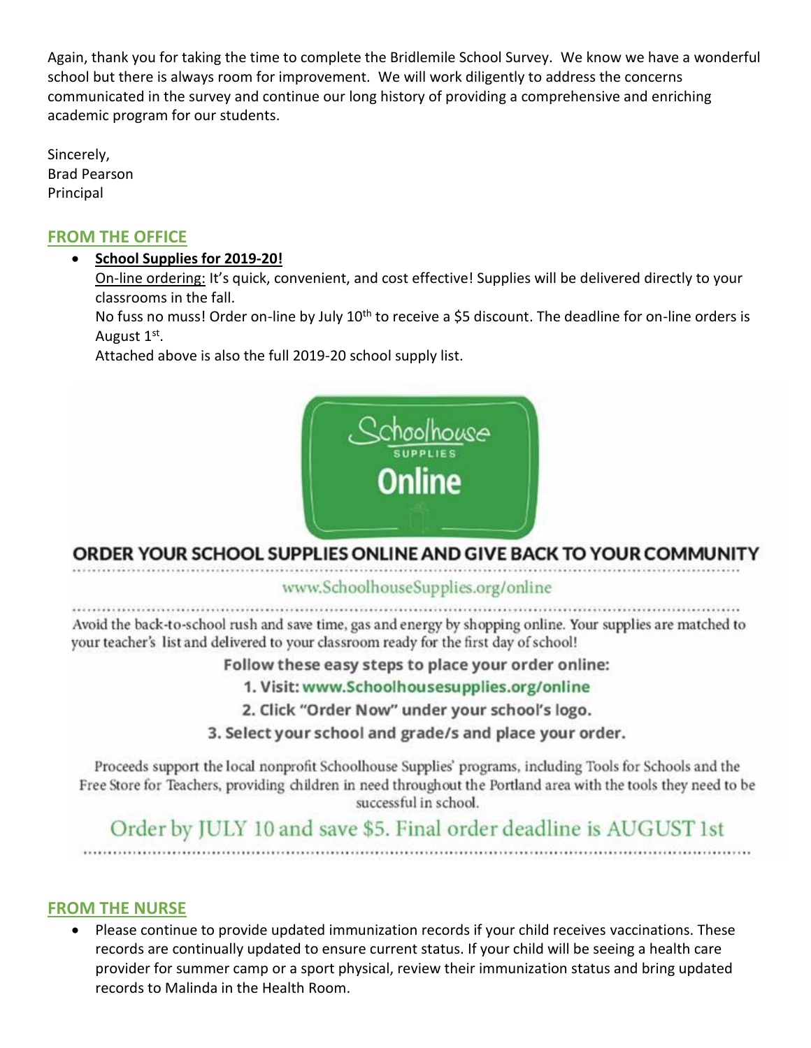Again, thank you for taking the time to complete the Bridlemile School Survey. We know we have a wonderful school but there is always room for improvement. We will work diligently to address the concerns communicated in the survey and continue our long history of providing a comprehensive and enriching academic program for our students.

Sincerely,
Brad Pearson
Principal

## FROM THE OFFICE

- **School Supplies for 2019-20!**
  On-line ordering: It's quick, convenient, and cost effective! Supplies will be delivered directly to your classrooms in the fall.
  No fuss no muss! Order on-line by July 10th to receive a $5 discount. The deadline for on-line orders is August 1st.
  Attached above is also the full 2019-20 school supply list.

Schoolhouse SUPPLIES Online

**ORDER YOUR SCHOOL SUPPLIES ONLINE AND GIVE BACK TO YOUR COMMUNITY**

www.SchoolhouseSupplies.org/online

Avoid the back-to-school rush and save time, gas and energy by shopping online. Your supplies are matched to your teacher's list and delivered to your classroom ready for the first day of school!

**Follow these easy steps to place your order online:**

1. **Visit: www.Schoolhousesupplies.org/online**
2. **Click "Order Now" under your school's logo.**
3. **Select your school and grade/s and place your order.**

Proceeds support the local nonprofit Schoolhouse Supplies' programs, including Tools for Schools and the Free Store for Teachers, providing children in need throughout the Portland area with the tools they need to be successful in school.

Order by JULY 10 and save $5. Final order deadline is AUGUST 1st

## FROM THE NURSE

- Please continue to provide updated immunization records if your child receives vaccinations. These records are continually updated to ensure current status. If your child will be seeing a health care provider for summer camp or a sport physical, review their immunization status and bring updated records to Malinda in the Health Room.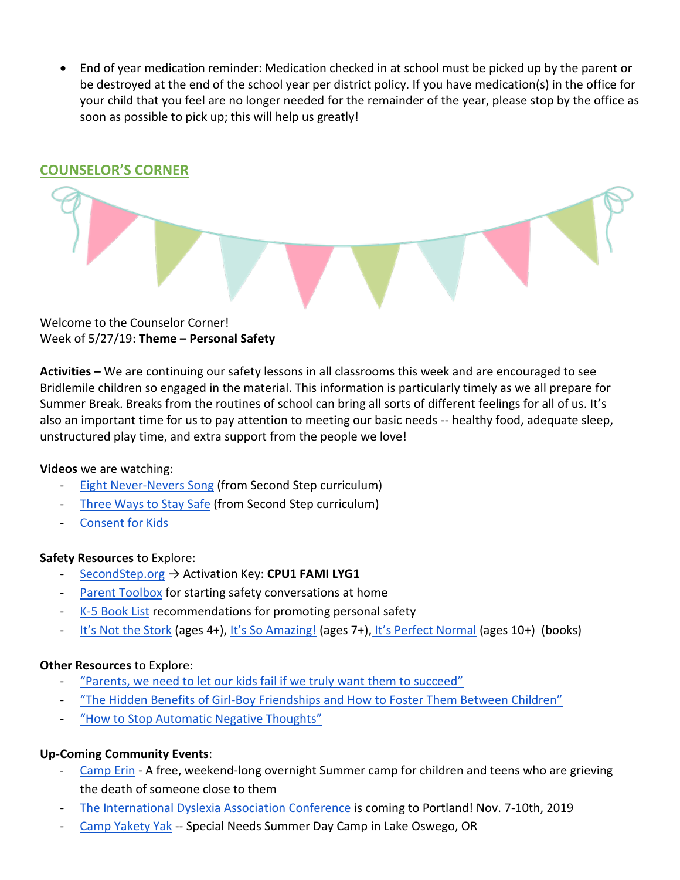- End of year medication reminder: Medication checked in at school must be picked up by the parent or be destroyed at the end of the school year per district policy. If you have medication(s) in the office for your child that you feel are no longer needed for the remainder of the year, please stop by the office as soon as possible to pick up; this will help us greatly!

## COUNSELOR'S CORNER

Welcome to the Counselor Corner!
Week of 5/27/19: **Theme – Personal Safety**

**Activities –** We are continuing our safety lessons in all classrooms this week and are encouraged to see Bridlemile children so engaged in the material. This information is particularly timely as we all prepare for Summer Break. Breaks from the routines of school can bring all sorts of different feelings for all of us. It's also an important time for us to pay attention to meeting our basic needs -- healthy food, adequate sleep, unstructured play time, and extra support from the people we love!

**Videos** we are watching:

- Eight Never-Nevers Song (from Second Step curriculum)
- Three Ways to Stay Safe (from Second Step curriculum)
- Consent for Kids

**Safety Resources** to Explore:

- SecondStep.org → Activation Key: **CPU1 FAMI LYG1**
- Parent Toolbox for starting safety conversations at home
- K-5 Book List recommendations for promoting personal safety
- It's Not the Stork (ages 4+), It's So Amazing! (ages 7+), It's Perfect Normal (ages 10+) (books)

**Other Resources** to Explore:

- "Parents, we need to let our kids fail if we truly want them to succeed"
- "The Hidden Benefits of Girl-Boy Friendships and How to Foster Them Between Children"
- "How to Stop Automatic Negative Thoughts"

**Up-Coming Community Events**:

- Camp Erin - A free, weekend-long overnight Summer camp for children and teens who are grieving the death of someone close to them
- The International Dyslexia Association Conference is coming to Portland! Nov. 7-10th, 2019
- Camp Yakety Yak -- Special Needs Summer Day Camp in Lake Oswego, OR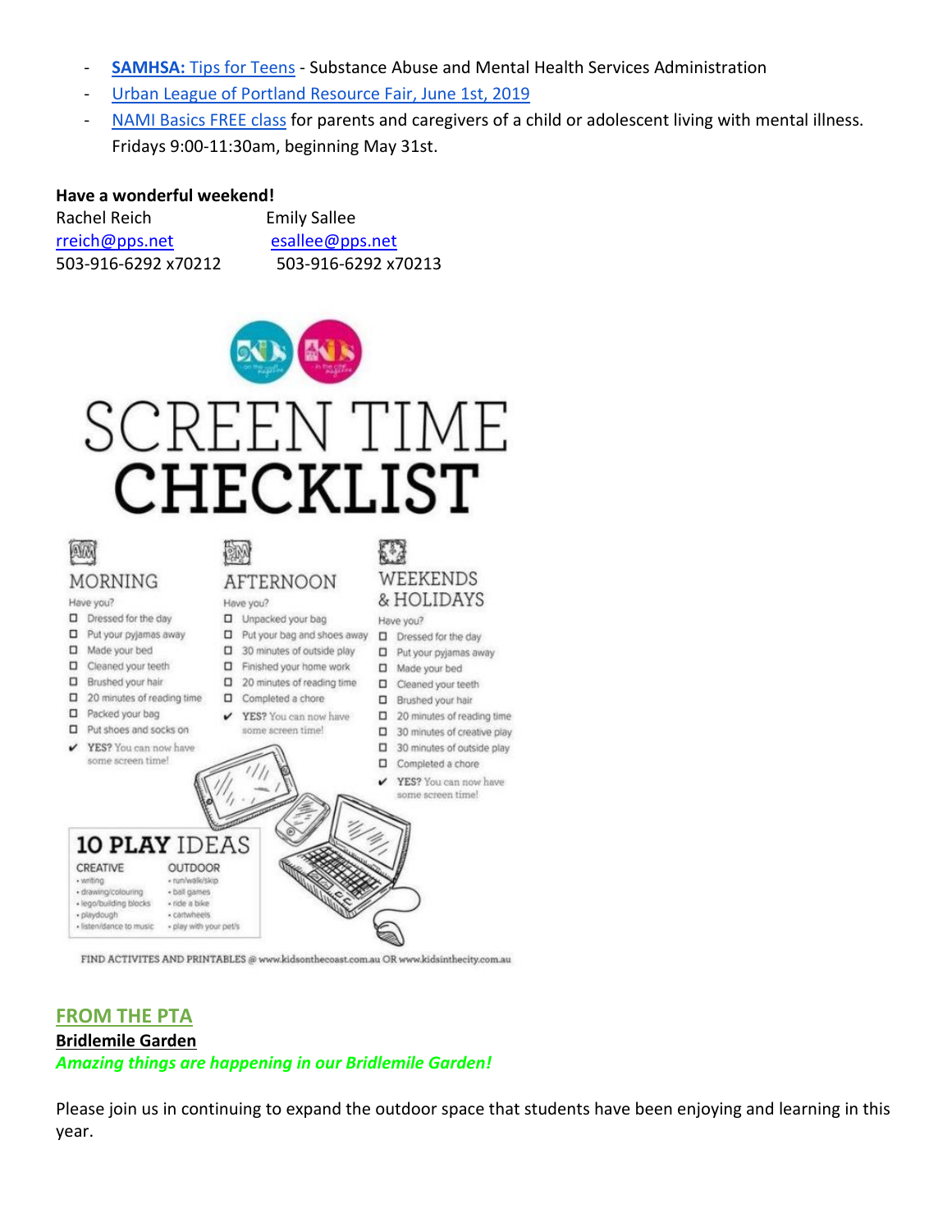- **SAMHSA:** Tips for Teens - Substance Abuse and Mental Health Services Administration
- Urban League of Portland Resource Fair, June 1st, 2019
- NAMI Basics FREE class for parents and caregivers of a child or adolescent living with mental illness. Fridays 9:00-11:30am, beginning May 31st.

**Have a wonderful weekend!**

Rachel Reich
rreich@pps.net
503-916-6292 x70212

Emily Sallee
esallee@pps.net
503-916-6292 x70213

# SCREEN TIME CHECKLIST

## MORNING

Have you?

- ☐ Dressed for the day
- ☐ Put your pyjamas away
- ☐ Made your bed
- ☐ Cleaned your teeth
- ☐ Brushed your hair
- ☐ 20 minutes of reading time
- ☐ Packed your bag
- ☐ Put shoes and socks on
- ✔ **YES?** You can now have some screen time!

## AFTERNOON

Have you?

- ☐ Unpacked your bag
- ☐ Put your bag and shoes away
- ☐ 30 minutes of outside play
- ☐ Finished your home work
- ☐ 20 minutes of reading time
- ☐ Completed a chore
- ✔ **YES?** You can now have some screen time!

## WEEKENDS & HOLIDAYS

Have you?

- ☐ Dressed for the day
- ☐ Put your pyjamas away
- ☐ Made your bed
- ☐ Cleaned your teeth
- ☐ Brushed your hair
- ☐ 20 minutes of reading time
- ☐ 30 minutes of creative play
- ☐ 30 minutes of outside play
- ☐ Completed a chore
- ✔ **YES?** You can now have some screen time!

## 10 PLAY IDEAS

**CREATIVE**
- writing
- drawing/colouring
- lego/building blocks
- playdough
- listen/dance to music

**OUTDOOR**
- run/walk/skip
- ball games
- ride a bike
- cartwheels
- play with your pet/s

FIND ACTIVITES AND PRINTABLES @ www.kidsonthecoast.com.au OR www.kidsinthecity.com.au

## FROM THE PTA

**Bridlemile Garden**

***Amazing things are happening in our Bridlemile Garden!***

Please join us in continuing to expand the outdoor space that students have been enjoying and learning in this year.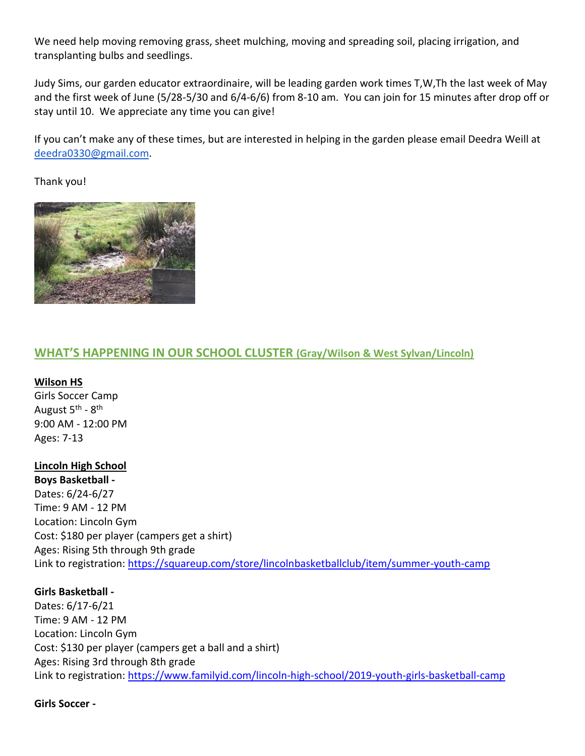We need help moving removing grass, sheet mulching, moving and spreading soil, placing irrigation, and transplanting bulbs and seedlings.

Judy Sims, our garden educator extraordinaire, will be leading garden work times T,W,Th the last week of May and the first week of June (5/28-5/30 and 6/4-6/6) from 8-10 am. You can join for 15 minutes after drop off or stay until 10. We appreciate any time you can give!

If you can't make any of these times, but are interested in helping in the garden please email Deedra Weill at [deedra0330@gmail.com](mailto:deedra0330@gmail.com).

Thank you!

## WHAT'S HAPPENING IN OUR SCHOOL CLUSTER (Gray/Wilson & West Sylvan/Lincoln)

**Wilson HS**

Girls Soccer Camp
August 5th - 8th
9:00 AM - 12:00 PM
Ages: 7-13

**Lincoln High School**

**Boys Basketball -**
Dates: 6/24-6/27
Time: 9 AM - 12 PM
Location: Lincoln Gym
Cost: $180 per player (campers get a shirt)
Ages: Rising 5th through 9th grade
Link to registration: [https://squareup.com/store/lincolnbasketballclub/item/summer-youth-camp](https://squareup.com/store/lincolnbasketballclub/item/summer-youth-camp)

**Girls Basketball -**
Dates: 6/17-6/21
Time: 9 AM - 12 PM
Location: Lincoln Gym
Cost: $130 per player (campers get a ball and a shirt)
Ages: Rising 3rd through 8th grade
Link to registration: [https://www.familyid.com/lincoln-high-school/2019-youth-girls-basketball-camp](https://www.familyid.com/lincoln-high-school/2019-youth-girls-basketball-camp)

**Girls Soccer -**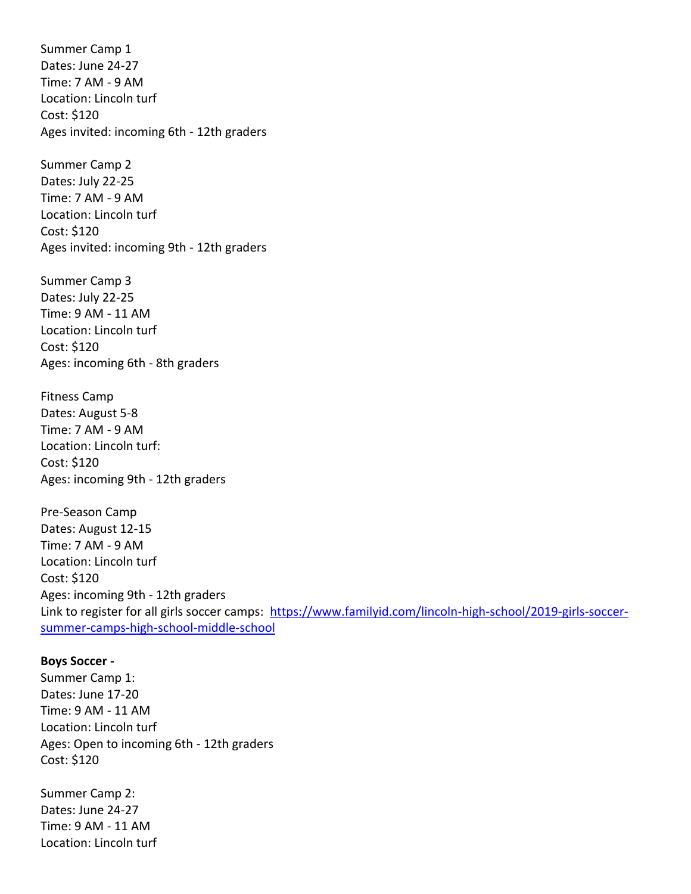Summer Camp 1
Dates: June 24-27
Time: 7 AM - 9 AM
Location: Lincoln turf
Cost: $120
Ages invited: incoming 6th - 12th graders

Summer Camp 2
Dates: July 22-25
Time: 7 AM - 9 AM
Location: Lincoln turf
Cost: $120
Ages invited: incoming 9th - 12th graders

Summer Camp 3
Dates: July 22-25
Time: 9 AM - 11 AM
Location: Lincoln turf
Cost: $120
Ages: incoming 6th - 8th graders

Fitness Camp
Dates: August 5-8
Time: 7 AM - 9 AM
Location: Lincoln turf:
Cost: $120
Ages: incoming 9th - 12th graders

Pre-Season Camp
Dates: August 12-15
Time: 7 AM - 9 AM
Location: Lincoln turf
Cost: $120
Ages: incoming 9th - 12th graders
Link to register for all girls soccer camps: [https://www.familyid.com/lincoln-high-school/2019-girls-soccer-summer-camps-high-school-middle-school](https://www.familyid.com/lincoln-high-school/2019-girls-soccer-summer-camps-high-school-middle-school)

**Boys Soccer -**
Summer Camp 1:
Dates: June 17-20
Time: 9 AM - 11 AM
Location: Lincoln turf
Ages: Open to incoming 6th - 12th graders
Cost: $120

Summer Camp 2:
Dates: June 24-27
Time: 9 AM - 11 AM
Location: Lincoln turf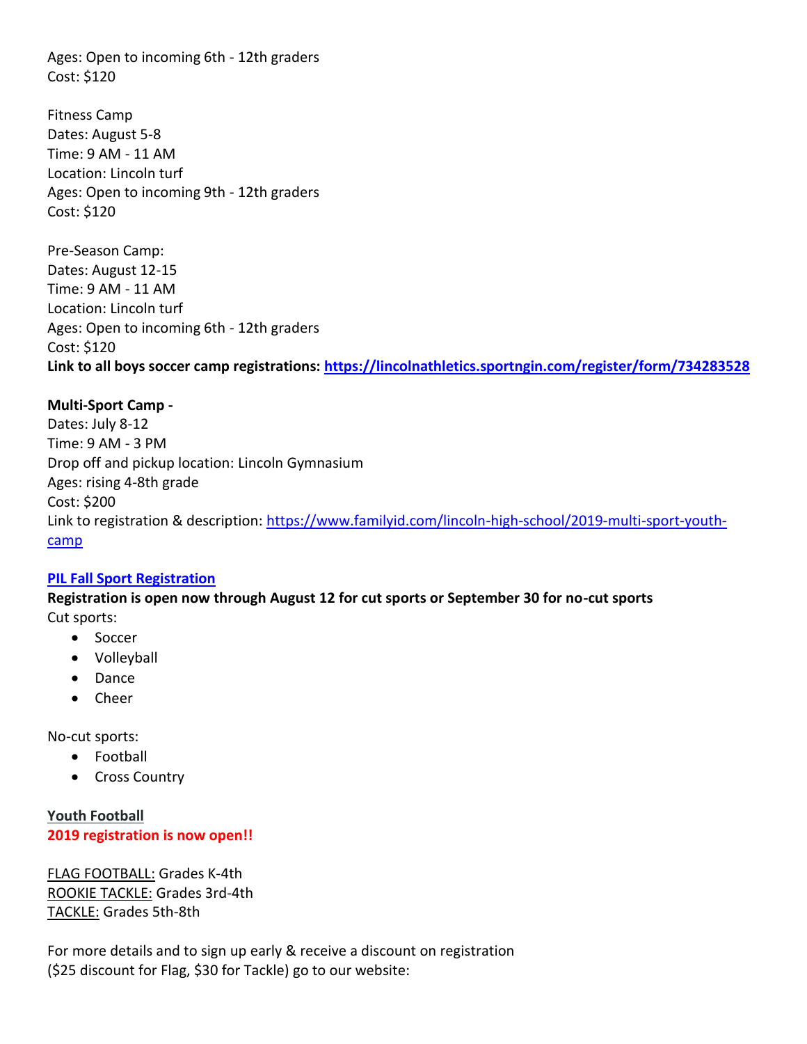Ages: Open to incoming 6th - 12th graders
Cost: $120

Fitness Camp
Dates: August 5-8
Time: 9 AM - 11 AM
Location: Lincoln turf
Ages: Open to incoming 9th - 12th graders
Cost: $120

Pre-Season Camp:
Dates: August 12-15
Time: 9 AM - 11 AM
Location: Lincoln turf
Ages: Open to incoming 6th - 12th graders
Cost: $120
**Link to all boys soccer camp registrations: [https://lincolnathletics.sportngin.com/register/form/734283528](https://lincolnathletics.sportngin.com/register/form/734283528)**

**Multi-Sport Camp -**
Dates: July 8-12
Time: 9 AM - 3 PM
Drop off and pickup location: Lincoln Gymnasium
Ages: rising 4-8th grade
Cost: $200
Link to registration & description: [https://www.familyid.com/lincoln-high-school/2019-multi-sport-youth-camp](https://www.familyid.com/lincoln-high-school/2019-multi-sport-youth-camp)

**PIL Fall Sport Registration**

**Registration is open now through August 12 for cut sports or September 30 for no-cut sports**
Cut sports:

- Soccer
- Volleyball
- Dance
- Cheer

No-cut sports:

- Football
- Cross Country

**Youth Football**
**2019 registration is now open!!**

FLAG FOOTBALL: Grades K-4th
ROOKIE TACKLE: Grades 3rd-4th
TACKLE: Grades 5th-8th

For more details and to sign up early & receive a discount on registration
($25 discount for Flag, $30 for Tackle) go to our website: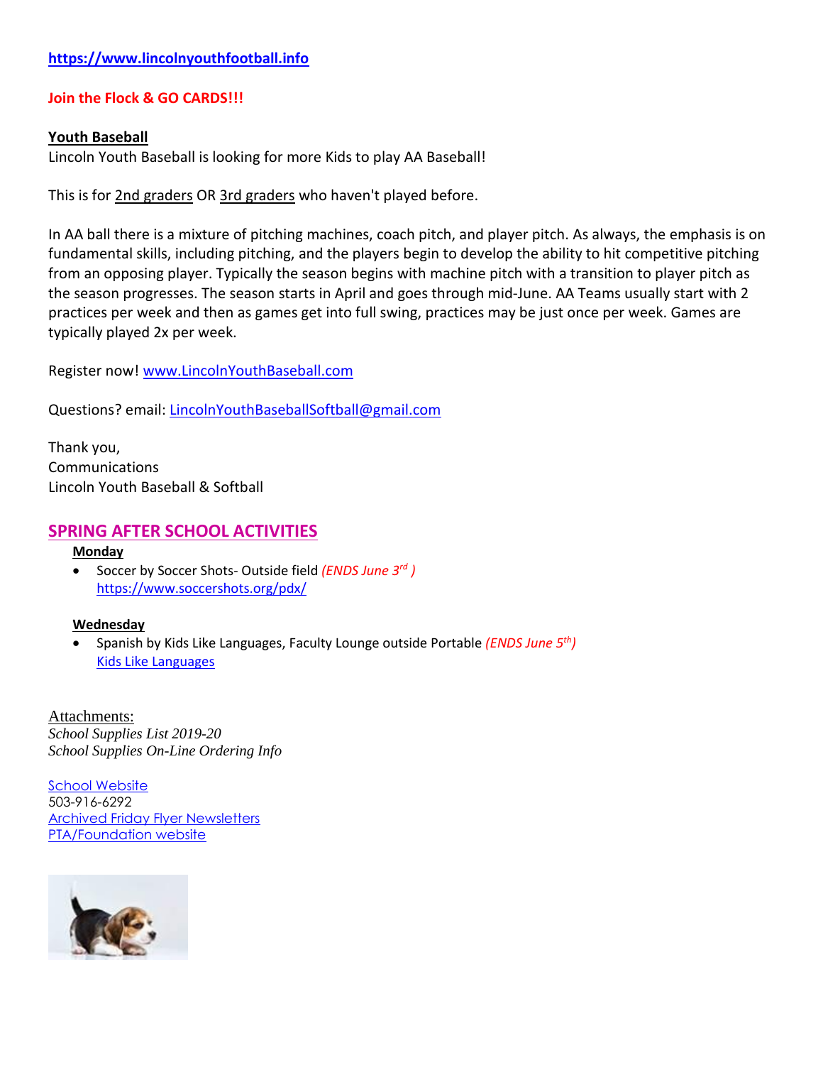https://www.lincolnyouthfootball.info

**Join the Flock & GO CARDS!!!**

**Youth Baseball**

Lincoln Youth Baseball is looking for more Kids to play AA Baseball!

This is for 2nd graders OR 3rd graders who haven't played before.

In AA ball there is a mixture of pitching machines, coach pitch, and player pitch. As always, the emphasis is on fundamental skills, including pitching, and the players begin to develop the ability to hit competitive pitching from an opposing player. Typically the season begins with machine pitch with a transition to player pitch as the season progresses. The season starts in April and goes through mid-June. AA Teams usually start with 2 practices per week and then as games get into full swing, practices may be just once per week. Games are typically played 2x per week.

Register now! www.LincolnYouthBaseball.com

Questions? email: LincolnYouthBaseballSoftball@gmail.com

Thank you,
Communications
Lincoln Youth Baseball & Softball

## SPRING AFTER SCHOOL ACTIVITIES

**Monday**

- Soccer by Soccer Shots- Outside field *(ENDS June 3rd )*
  https://www.soccershots.org/pdx/

**Wednesday**

- Spanish by Kids Like Languages, Faculty Lounge outside Portable *(ENDS June 5th)*
  Kids Like Languages

Attachments:
*School Supplies List 2019-20*
*School Supplies On-Line Ordering Info*

School Website
503-916-6292
Archived Friday Flyer Newsletters
PTA/Foundation website